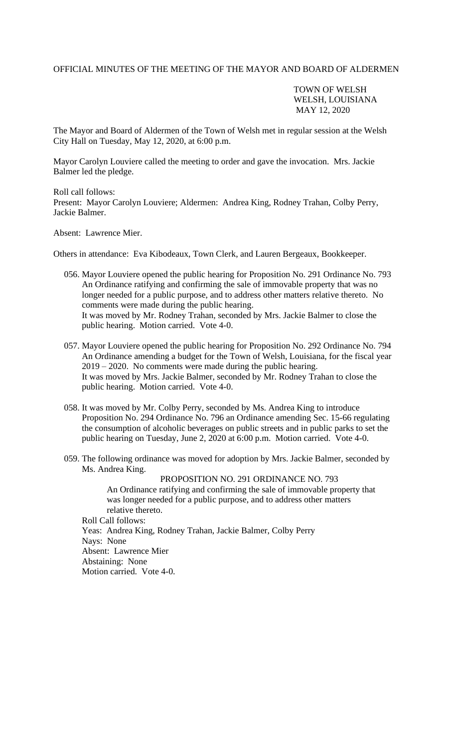OFFICIAL MINUTES OF THE MEETING OF THE MAYOR AND BOARD OF ALDERMEN

TOWN OF WELSH
WELSH, LOUISIANA
MAY 12, 2020

The Mayor and Board of Aldermen of the Town of Welsh met in regular session at the Welsh City Hall on Tuesday, May 12, 2020, at 6:00 p.m.

Mayor Carolyn Louviere called the meeting to order and gave the invocation. Mrs. Jackie Balmer led the pledge.

Roll call follows:
Present: Mayor Carolyn Louviere; Aldermen: Andrea King, Rodney Trahan, Colby Perry, Jackie Balmer.

Absent: Lawrence Mier.

Others in attendance: Eva Kibodeaux, Town Clerk, and Lauren Bergeaux, Bookkeeper.

056. Mayor Louviere opened the public hearing for Proposition No. 291 Ordinance No. 793 An Ordinance ratifying and confirming the sale of immovable property that was no longer needed for a public purpose, and to address other matters relative thereto. No comments were made during the public hearing.
It was moved by Mr. Rodney Trahan, seconded by Mrs. Jackie Balmer to close the public hearing. Motion carried. Vote 4-0.

057. Mayor Louviere opened the public hearing for Proposition No. 292 Ordinance No. 794 An Ordinance amending a budget for the Town of Welsh, Louisiana, for the fiscal year 2019 – 2020. No comments were made during the public hearing.
It was moved by Mrs. Jackie Balmer, seconded by Mr. Rodney Trahan to close the public hearing. Motion carried. Vote 4-0.

058. It was moved by Mr. Colby Perry, seconded by Ms. Andrea King to introduce Proposition No. 294 Ordinance No. 796 an Ordinance amending Sec. 15-66 regulating the consumption of alcoholic beverages on public streets and in public parks to set the public hearing on Tuesday, June 2, 2020 at 6:00 p.m. Motion carried. Vote 4-0.

059. The following ordinance was moved for adoption by Mrs. Jackie Balmer, seconded by Ms. Andrea King.

PROPOSITION NO. 291 ORDINANCE NO. 793

An Ordinance ratifying and confirming the sale of immovable property that was longer needed for a public purpose, and to address other matters relative thereto.

Roll Call follows:
Yeas: Andrea King, Rodney Trahan, Jackie Balmer, Colby Perry
Nays: None
Absent: Lawrence Mier
Abstaining: None
Motion carried. Vote 4-0.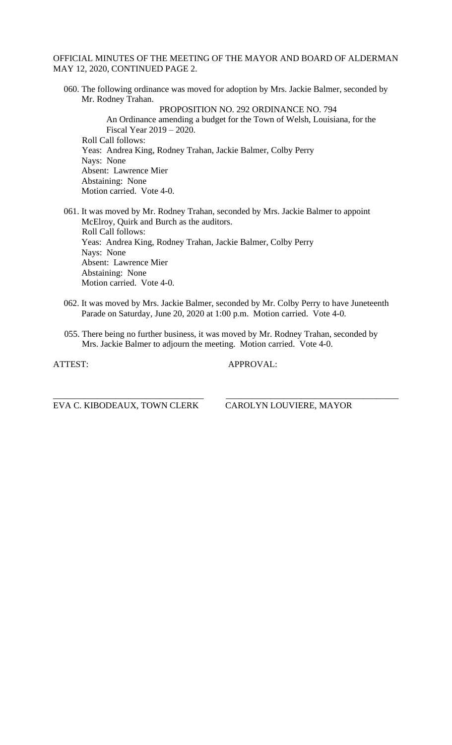OFFICIAL MINUTES OF THE MEETING OF THE MAYOR AND BOARD OF ALDERMAN MAY 12, 2020, CONTINUED PAGE 2.

060. The following ordinance was moved for adoption by Mrs. Jackie Balmer, seconded by Mr. Rodney Trahan.

PROPOSITION NO. 292 ORDINANCE NO. 794

An Ordinance amending a budget for the Town of Welsh, Louisiana, for the Fiscal Year 2019 – 2020.

Roll Call follows:
Yeas: Andrea King, Rodney Trahan, Jackie Balmer, Colby Perry
Nays: None
Absent: Lawrence Mier
Abstaining: None
Motion carried. Vote 4-0.

061. It was moved by Mr. Rodney Trahan, seconded by Mrs. Jackie Balmer to appoint McElroy, Quirk and Burch as the auditors.

Roll Call follows:
Yeas: Andrea King, Rodney Trahan, Jackie Balmer, Colby Perry
Nays: None
Absent: Lawrence Mier
Abstaining: None
Motion carried. Vote 4-0.

062. It was moved by Mrs. Jackie Balmer, seconded by Mr. Colby Perry to have Juneteenth Parade on Saturday, June 20, 2020 at 1:00 p.m. Motion carried. Vote 4-0.

055. There being no further business, it was moved by Mr. Rodney Trahan, seconded by Mrs. Jackie Balmer to adjourn the meeting. Motion carried. Vote 4-0.

ATTEST: APPROVAL:

_________________________________ _____________________________________

EVA C. KIBODEAUX, TOWN CLERK CAROLYN LOUVIERE, MAYOR